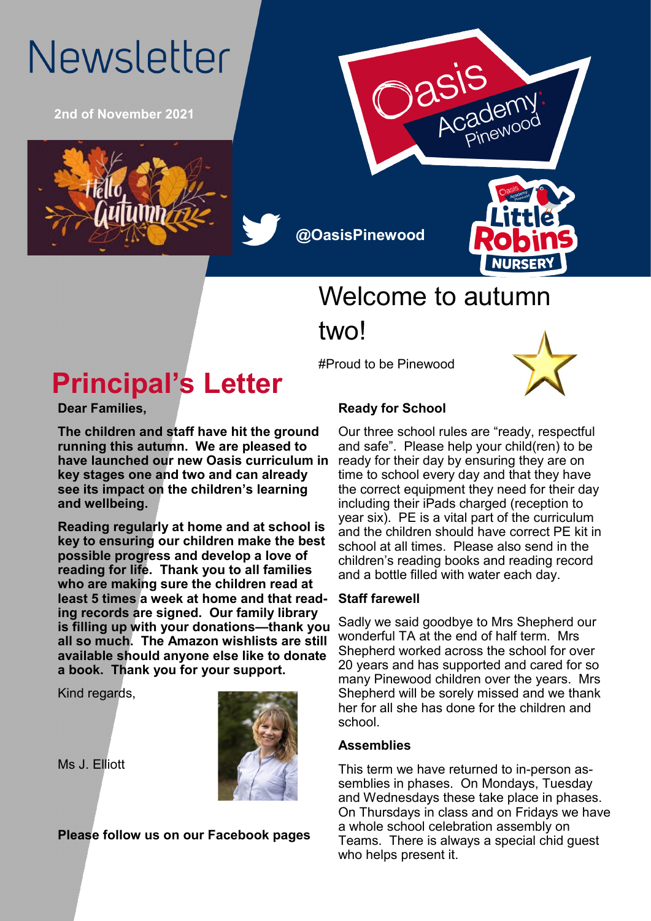# Newsletter

**2nd of November 2021**

@OasisPinewood

# Welcome to autumn two!

#Proud to be Pinewood

## Principal's Letter

**Dear Families,**

**The children and staff have hit the ground running this autumn. We are pleased to have launched our new Oasis curriculum in key stages one and two and can already see its impact on the children's learning and wellbeing.**

**Reading regularly at home and at school is key to ensuring our children make the best possible progress and develop a love of reading for life. Thank you to all families who are making sure the children read at least 5 times a week at home and that reading records are signed. Our family library is filling up with your donations—thank you all so much. The Amazon wishlists are still available should anyone else like to donate a book. Thank you for your support.**

Kind regards,

Ms J. Elliott

**Please follow us on our Facebook pages**

### Ready for School

Our three school rules are "ready, respectful and safe". Please help your child(ren) to be ready for their day by ensuring they are on time to school every day and that they have the correct equipment they need for their day including their iPads charged (reception to year six). PE is a vital part of the curriculum and the children should have correct PE kit in school at all times. Please also send in the children's reading books and reading record and a bottle filled with water each day.

### Staff farewell

Sadly we said goodbye to Mrs Shepherd our wonderful TA at the end of half term. Mrs Shepherd worked across the school for over 20 years and has supported and cared for so many Pinewood children over the years. Mrs Shepherd will be sorely missed and we thank her for all she has done for the children and school.

### Assemblies

This term we have returned to in-person assemblies in phases. On Mondays, Tuesday and Wednesdays these take place in phases. On Thursdays in class and on Fridays we have a whole school celebration assembly on Teams. There is always a special chid guest who helps present it.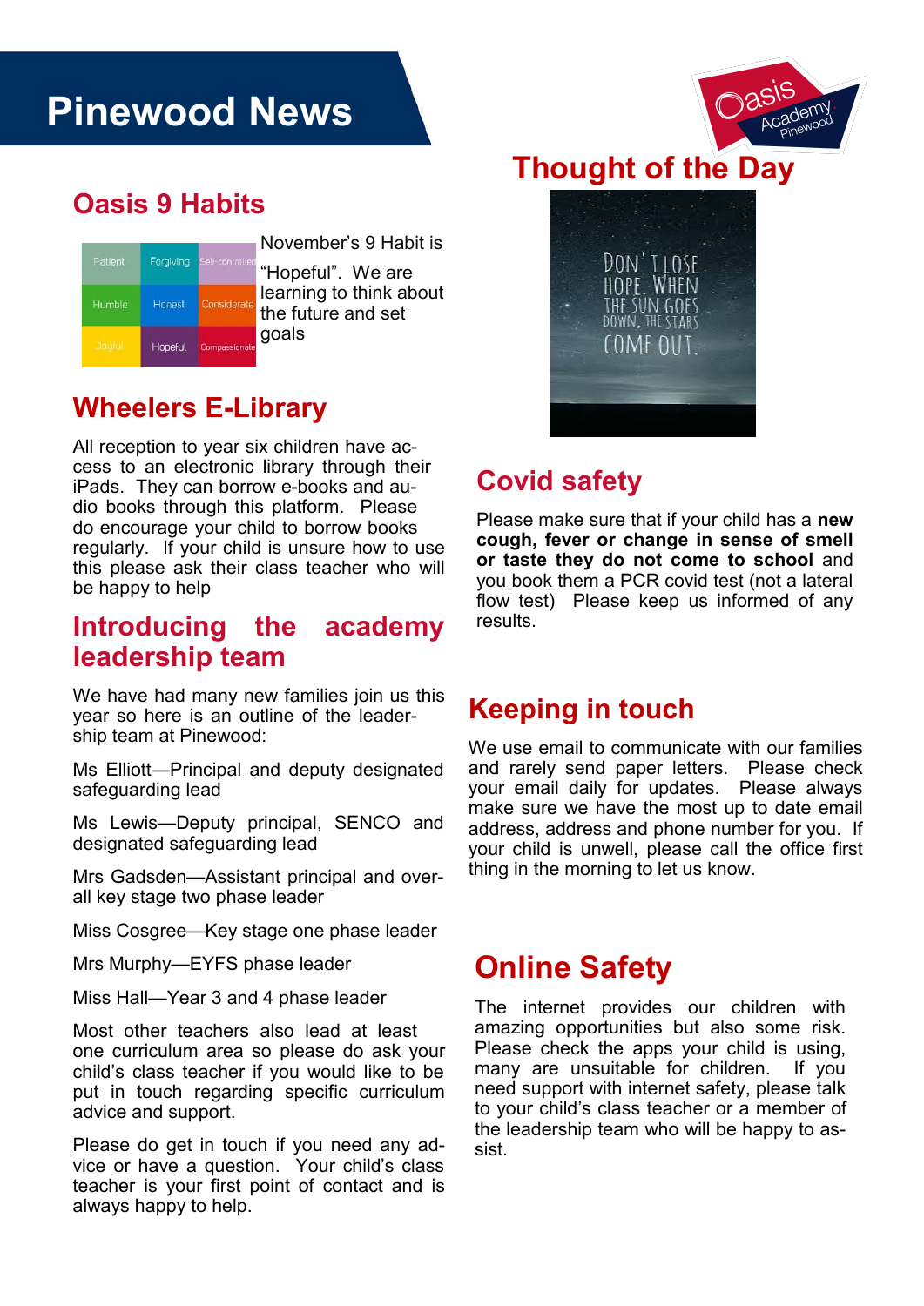# Pinewood News

## Oasis 9 Habits

| Patient | Forgiving | Self-controlled |
|---|---|---|
| Humble | Honest | Considerate |
| Joyful | Hopeful | Compassionate |

November's 9 Habit is "Hopeful". We are learning to think about the future and set goals

## Wheelers E-Library

All reception to year six children have access to an electronic library through their iPads. They can borrow e-books and audio books through this platform. Please do encourage your child to borrow books regularly. If your child is unsure how to use this please ask their class teacher who will be happy to help

## Introducing the academy leadership team

We have had many new families join us this year so here is an outline of the leadership team at Pinewood:

Ms Elliott—Principal and deputy designated safeguarding lead

Ms Lewis—Deputy principal, SENCO and designated safeguarding lead

Mrs Gadsden—Assistant principal and overall key stage two phase leader

Miss Cosgree—Key stage one phase leader

Mrs Murphy—EYFS phase leader

Miss Hall—Year 3 and 4 phase leader

Most other teachers also lead at least one curriculum area so please do ask your child's class teacher if you would like to be put in touch regarding specific curriculum advice and support.

Please do get in touch if you need any advice or have a question. Your child's class teacher is your first point of contact and is always happy to help.

## Thought of the Day

DON'T LOSE HOPE. WHEN THE SUN GOES DOWN, THE STARS COME OUT.

## Covid safety

Please make sure that if your child has a **new cough, fever or change in sense of smell or taste they do not come to school** and you book them a PCR covid test (not a lateral flow test) Please keep us informed of any results.

## Keeping in touch

We use email to communicate with our families and rarely send paper letters. Please check your email daily for updates. Please always make sure we have the most up to date email address, address and phone number for you. If your child is unwell, please call the office first thing in the morning to let us know.

## Online Safety

The internet provides our children with amazing opportunities but also some risk. Please check the apps your child is using, many are unsuitable for children. If you need support with internet safety, please talk to your child's class teacher or a member of the leadership team who will be happy to assist.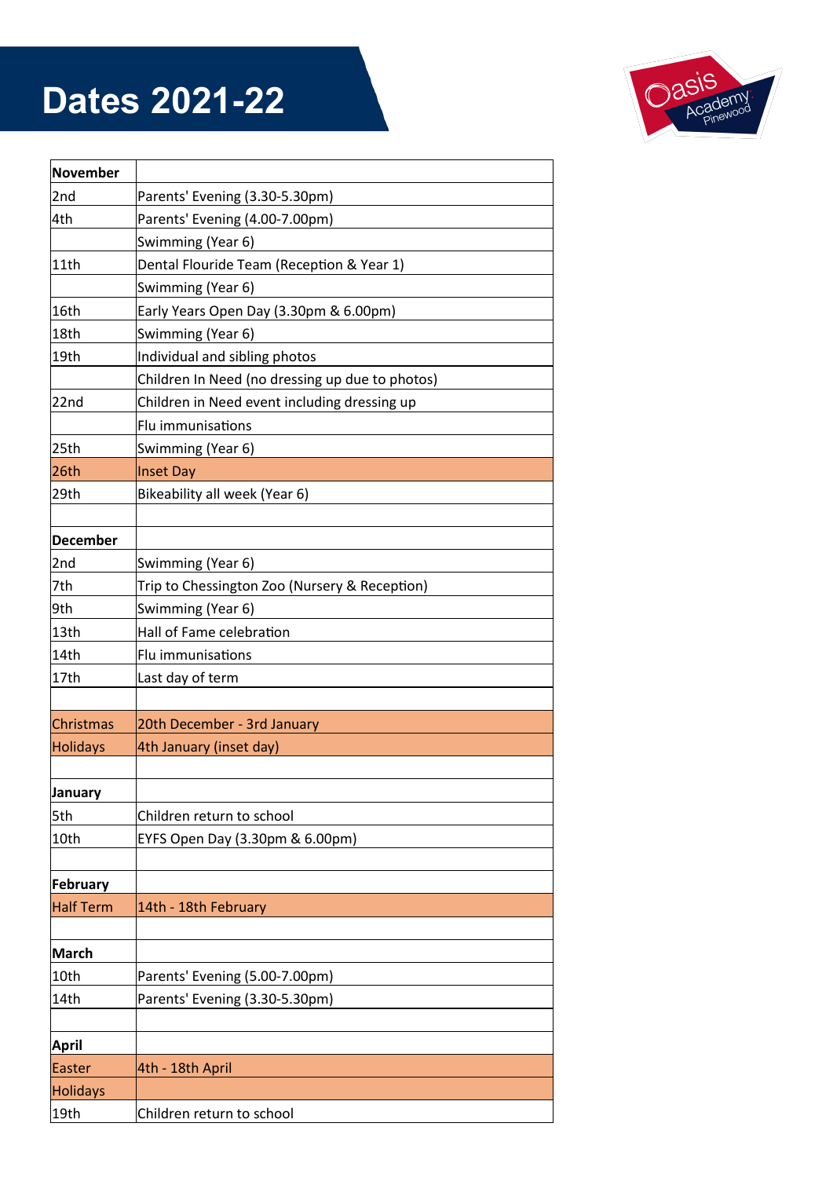# Dates 2021-22

| November | |
|---|---|
| 2nd | Parents' Evening (3.30-5.30pm) |
| 4th | Parents' Evening (4.00-7.00pm) |
| | Swimming (Year 6) |
| 11th | Dental Flouride Team (Reception & Year 1) |
| | Swimming (Year 6) |
| 16th | Early Years Open Day (3.30pm & 6.00pm) |
| 18th | Swimming (Year 6) |
| 19th | Individual and sibling photos |
| | Children In Need (no dressing up due to photos) |
| 22nd | Children in Need event including dressing up |
| | Flu immunisations |
| 25th | Swimming (Year 6) |
| 26th | Inset Day |
| 29th | Bikeability all week (Year 6) |
| | |
| **December** | |
| 2nd | Swimming (Year 6) |
| 7th | Trip to Chessington Zoo (Nursery & Reception) |
| 9th | Swimming (Year 6) |
| 13th | Hall of Fame celebration |
| 14th | Flu immunisations |
| 17th | Last day of term |
| | |
| Christmas | 20th December - 3rd January |
| Holidays | 4th January (inset day) |
| | |
| **January** | |
| 5th | Children return to school |
| 10th | EYFS Open Day (3.30pm & 6.00pm) |
| | |
| **February** | |
| Half Term | 14th - 18th February |
| | |
| **March** | |
| 10th | Parents' Evening (5.00-7.00pm) |
| 14th | Parents' Evening (3.30-5.30pm) |
| | |
| **April** | |
| Easter | 4th - 18th April |
| Holidays | |
| 19th | Children return to school |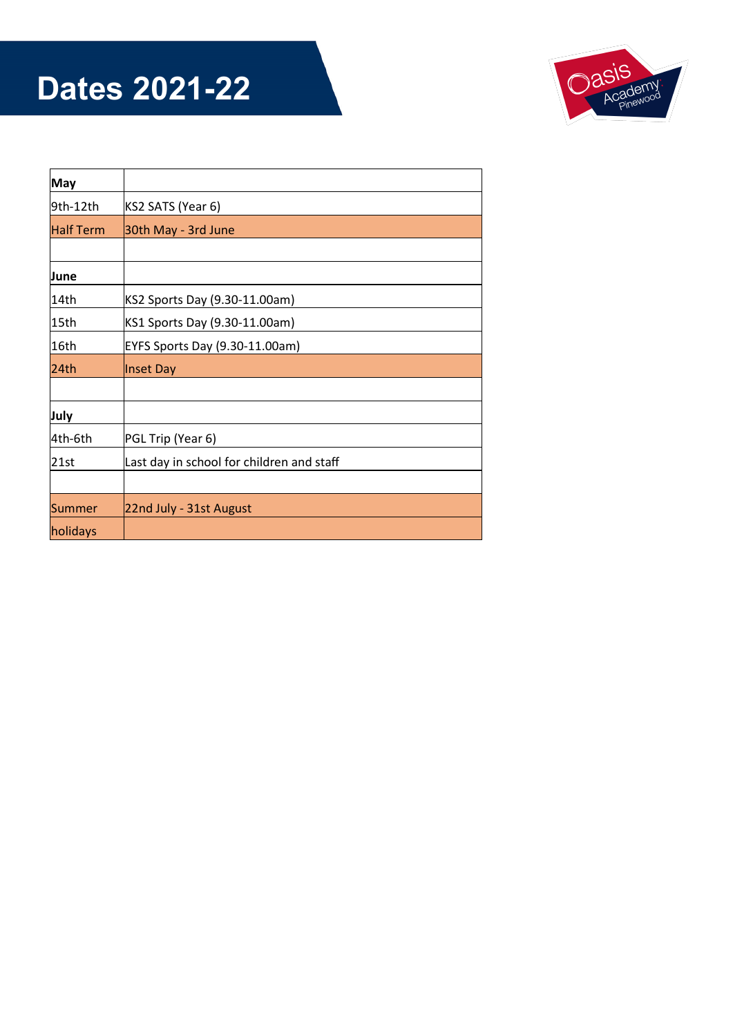# Dates 2021-22

| | |
|---|---|
| **May** | |
| 9th-12th | KS2 SATS (Year 6) |
| Half Term | 30th May - 3rd June |
| | |
| **June** | |
| 14th | KS2 Sports Day (9.30-11.00am) |
| 15th | KS1 Sports Day (9.30-11.00am) |
| 16th | EYFS Sports Day (9.30-11.00am) |
| 24th | Inset Day |
| | |
| **July** | |
| 4th-6th | PGL Trip (Year 6) |
| 21st | Last day in school for children and staff |
| | |
| Summer holidays | 22nd July - 31st August |